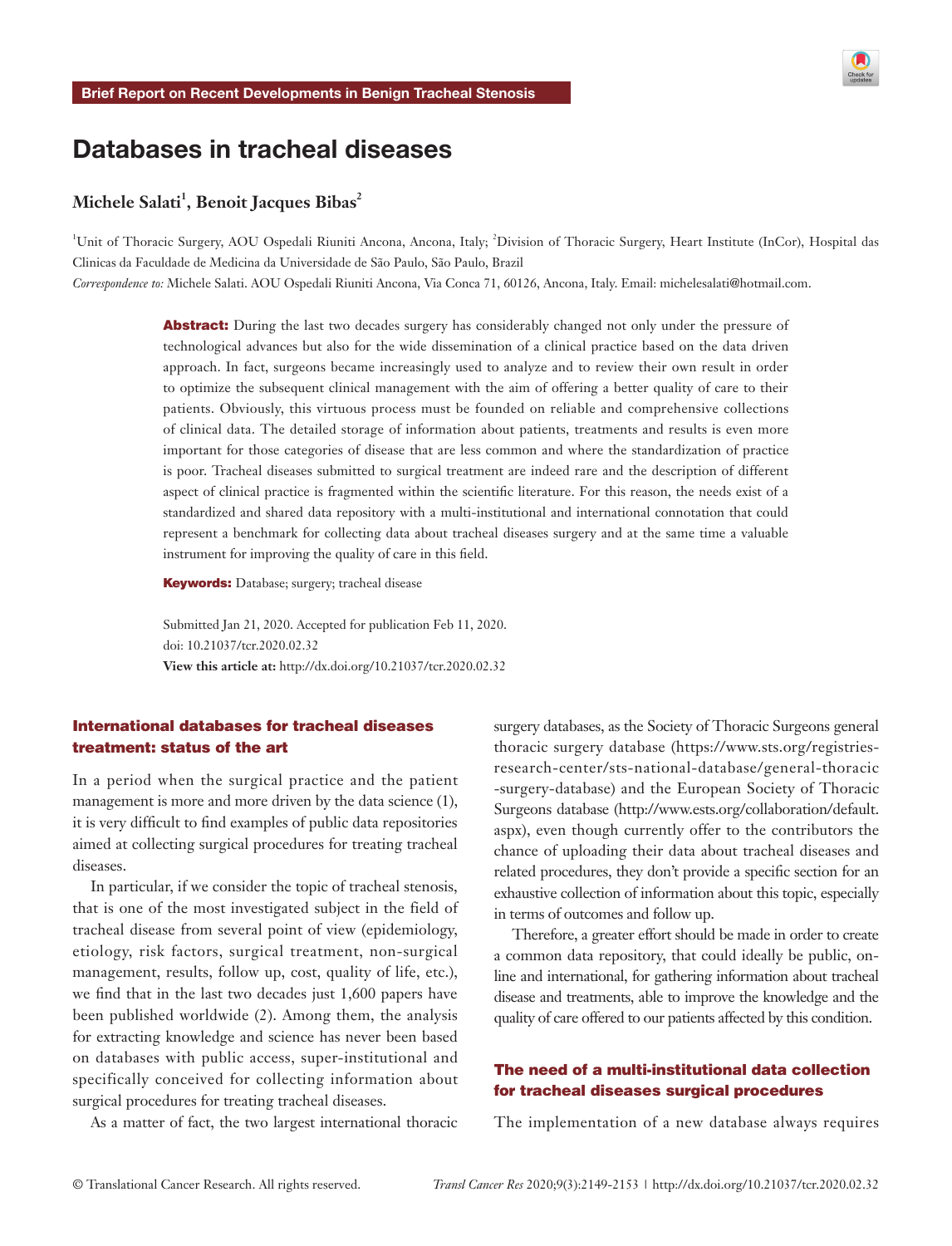Brief Report on Recent Developments in Benign Tracheal Stenosis

# Databases in tracheal diseases

**Michele Salati[1], Benoit Jacques Bibas[2]**

[1]Unit of Thoracic Surgery, AOU Ospedali Riuniti Ancona, Ancona, Italy; [2]Division of Thoracic Surgery, Heart Institute (InCor), Hospital das Clinicas da Faculdade de Medicina da Universidade de São Paulo, São Paulo, Brazil

*Correspondence to:* Michele Salati. AOU Ospedali Riuniti Ancona, Via Conca 71, 60126, Ancona, Italy. Email: michelesalati@hotmail.com.

**Abstract:** During the last two decades surgery has considerably changed not only under the pressure of technological advances but also for the wide dissemination of a clinical practice based on the data driven approach. In fact, surgeons became increasingly used to analyze and to review their own result in order to optimize the subsequent clinical management with the aim of offering a better quality of care to their patients. Obviously, this virtuous process must be founded on reliable and comprehensive collections of clinical data. The detailed storage of information about patients, treatments and results is even more important for those categories of disease that are less common and where the standardization of practice is poor. Tracheal diseases submitted to surgical treatment are indeed rare and the description of different aspect of clinical practice is fragmented within the scientific literature. For this reason, the needs exist of a standardized and shared data repository with a multi-institutional and international connotation that could represent a benchmark for collecting data about tracheal diseases surgery and at the same time a valuable instrument for improving the quality of care in this field.

**Keywords:** Database; surgery; tracheal disease

Submitted Jan 21, 2020. Accepted for publication Feb 11, 2020.
doi: 10.21037/tcr.2020.02.32
**View this article at:** http://dx.doi.org/10.21037/tcr.2020.02.32

## International databases for tracheal diseases treatment: status of the art

In a period when the surgical practice and the patient management is more and more driven by the data science (1), it is very difficult to find examples of public data repositories aimed at collecting surgical procedures for treating tracheal diseases.

In particular, if we consider the topic of tracheal stenosis, that is one of the most investigated subject in the field of tracheal disease from several point of view (epidemiology, etiology, risk factors, surgical treatment, non-surgical management, results, follow up, cost, quality of life, etc.), we find that in the last two decades just 1,600 papers have been published worldwide (2). Among them, the analysis for extracting knowledge and science has never been based on databases with public access, super-institutional and specifically conceived for collecting information about surgical procedures for treating tracheal diseases.

As a matter of fact, the two largest international thoracic surgery databases, as the Society of Thoracic Surgeons general thoracic surgery database (https://www.sts.org/registries-research-center/sts-national-database/general-thoracic-surgery-database) and the European Society of Thoracic Surgeons database (http://www.ests.org/collaboration/default.aspx), even though currently offer to the contributors the chance of uploading their data about tracheal diseases and related procedures, they don't provide a specific section for an exhaustive collection of information about this topic, especially in terms of outcomes and follow up.

Therefore, a greater effort should be made in order to create a common data repository, that could ideally be public, on-line and international, for gathering information about tracheal disease and treatments, able to improve the knowledge and the quality of care offered to our patients affected by this condition.

## The need of a multi-institutional data collection for tracheal diseases surgical procedures

The implementation of a new database always requires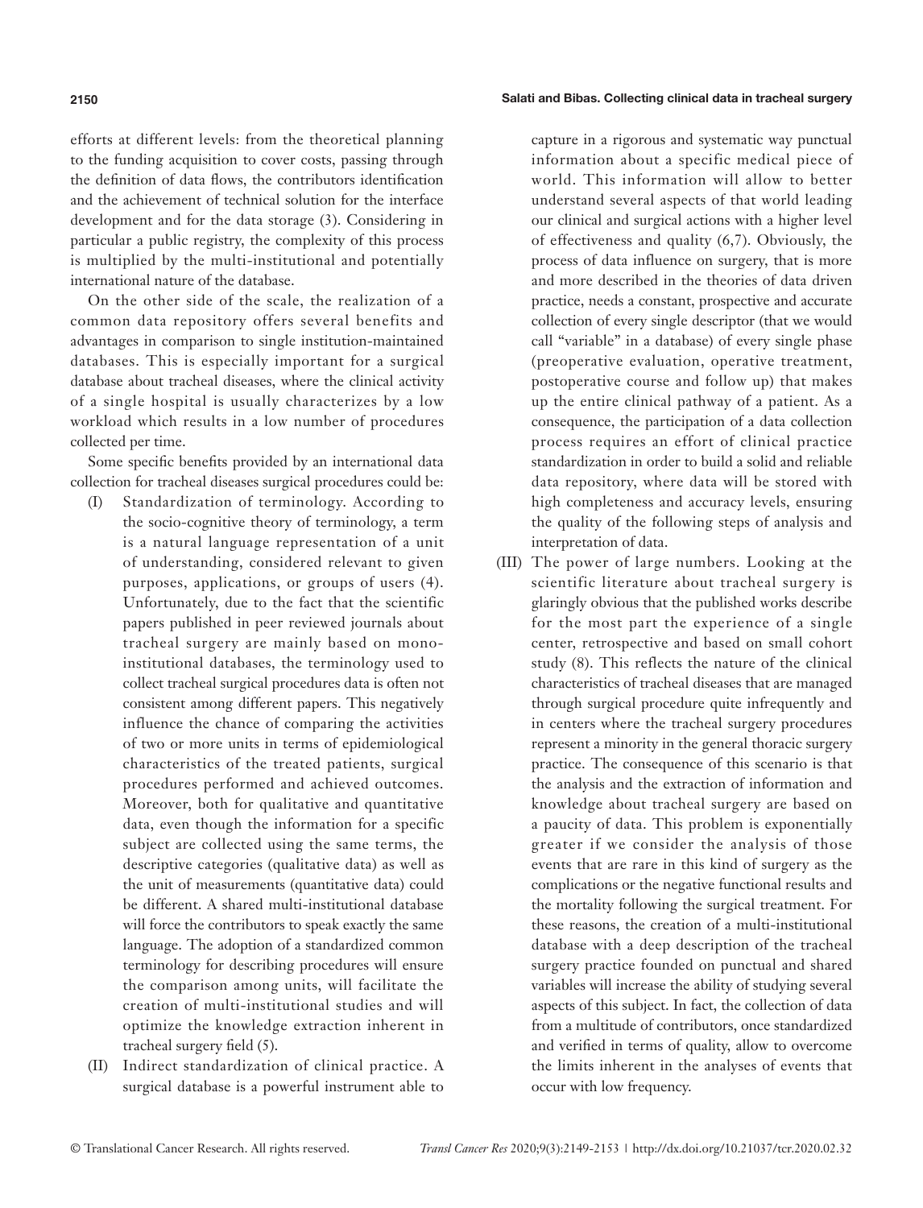efforts at different levels: from the theoretical planning to the funding acquisition to cover costs, passing through the definition of data flows, the contributors identification and the achievement of technical solution for the interface development and for the data storage (3). Considering in particular a public registry, the complexity of this process is multiplied by the multi-institutional and potentially international nature of the database.

On the other side of the scale, the realization of a common data repository offers several benefits and advantages in comparison to single institution-maintained databases. This is especially important for a surgical database about tracheal diseases, where the clinical activity of a single hospital is usually characterizes by a low workload which results in a low number of procedures collected per time.

Some specific benefits provided by an international data collection for tracheal diseases surgical procedures could be:

(I) Standardization of terminology. According to the socio-cognitive theory of terminology, a term is a natural language representation of a unit of understanding, considered relevant to given purposes, applications, or groups of users (4). Unfortunately, due to the fact that the scientific papers published in peer reviewed journals about tracheal surgery are mainly based on mono-institutional databases, the terminology used to collect tracheal surgical procedures data is often not consistent among different papers. This negatively influence the chance of comparing the activities of two or more units in terms of epidemiological characteristics of the treated patients, surgical procedures performed and achieved outcomes. Moreover, both for qualitative and quantitative data, even though the information for a specific subject are collected using the same terms, the descriptive categories (qualitative data) as well as the unit of measurements (quantitative data) could be different. A shared multi-institutional database will force the contributors to speak exactly the same language. The adoption of a standardized common terminology for describing procedures will ensure the comparison among units, will facilitate the creation of multi-institutional studies and will optimize the knowledge extraction inherent in tracheal surgery field (5).

(II) Indirect standardization of clinical practice. A surgical database is a powerful instrument able to capture in a rigorous and systematic way punctual information about a specific medical piece of world. This information will allow to better understand several aspects of that world leading our clinical and surgical actions with a higher level of effectiveness and quality (6,7). Obviously, the process of data influence on surgery, that is more and more described in the theories of data driven practice, needs a constant, prospective and accurate collection of every single descriptor (that we would call "variable" in a database) of every single phase (preoperative evaluation, operative treatment, postoperative course and follow up) that makes up the entire clinical pathway of a patient. As a consequence, the participation of a data collection process requires an effort of clinical practice standardization in order to build a solid and reliable data repository, where data will be stored with high completeness and accuracy levels, ensuring the quality of the following steps of analysis and interpretation of data.

(III) The power of large numbers. Looking at the scientific literature about tracheal surgery is glaringly obvious that the published works describe for the most part the experience of a single center, retrospective and based on small cohort study (8). This reflects the nature of the clinical characteristics of tracheal diseases that are managed through surgical procedure quite infrequently and in centers where the tracheal surgery procedures represent a minority in the general thoracic surgery practice. The consequence of this scenario is that the analysis and the extraction of information and knowledge about tracheal surgery are based on a paucity of data. This problem is exponentially greater if we consider the analysis of those events that are rare in this kind of surgery as the complications or the negative functional results and the mortality following the surgical treatment. For these reasons, the creation of a multi-institutional database with a deep description of the tracheal surgery practice founded on punctual and shared variables will increase the ability of studying several aspects of this subject. In fact, the collection of data from a multitude of contributors, once standardized and verified in terms of quality, allow to overcome the limits inherent in the analyses of events that occur with low frequency.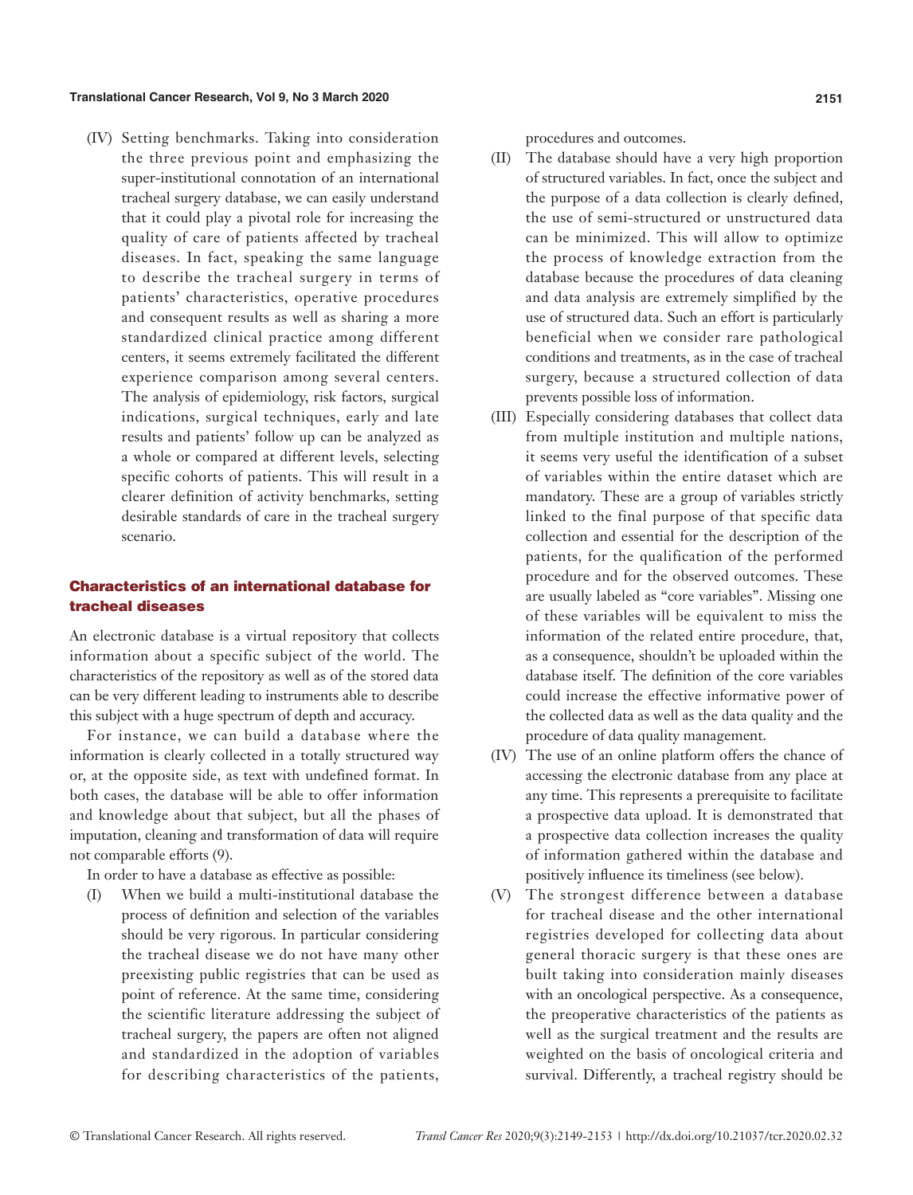(IV) Setting benchmarks. Taking into consideration the three previous point and emphasizing the super-institutional connotation of an international tracheal surgery database, we can easily understand that it could play a pivotal role for increasing the quality of care of patients affected by tracheal diseases. In fact, speaking the same language to describe the tracheal surgery in terms of patients' characteristics, operative procedures and consequent results as well as sharing a more standardized clinical practice among different centers, it seems extremely facilitated the different experience comparison among several centers. The analysis of epidemiology, risk factors, surgical indications, surgical techniques, early and late results and patients' follow up can be analyzed as a whole or compared at different levels, selecting specific cohorts of patients. This will result in a clearer definition of activity benchmarks, setting desirable standards of care in the tracheal surgery scenario.

## Characteristics of an international database for tracheal diseases

An electronic database is a virtual repository that collects information about a specific subject of the world. The characteristics of the repository as well as of the stored data can be very different leading to instruments able to describe this subject with a huge spectrum of depth and accuracy.

For instance, we can build a database where the information is clearly collected in a totally structured way or, at the opposite side, as text with undefined format. In both cases, the database will be able to offer information and knowledge about that subject, but all the phases of imputation, cleaning and transformation of data will require not comparable efforts (9).

In order to have a database as effective as possible:

(I) When we build a multi-institutional database the process of definition and selection of the variables should be very rigorous. In particular considering the tracheal disease we do not have many other preexisting public registries that can be used as point of reference. At the same time, considering the scientific literature addressing the subject of tracheal surgery, the papers are often not aligned and standardized in the adoption of variables for describing characteristics of the patients, procedures and outcomes.

(II) The database should have a very high proportion of structured variables. In fact, once the subject and the purpose of a data collection is clearly defined, the use of semi-structured or unstructured data can be minimized. This will allow to optimize the process of knowledge extraction from the database because the procedures of data cleaning and data analysis are extremely simplified by the use of structured data. Such an effort is particularly beneficial when we consider rare pathological conditions and treatments, as in the case of tracheal surgery, because a structured collection of data prevents possible loss of information.

(III) Especially considering databases that collect data from multiple institution and multiple nations, it seems very useful the identification of a subset of variables within the entire dataset which are mandatory. These are a group of variables strictly linked to the final purpose of that specific data collection and essential for the description of the patients, for the qualification of the performed procedure and for the observed outcomes. These are usually labeled as "core variables". Missing one of these variables will be equivalent to miss the information of the related entire procedure, that, as a consequence, shouldn't be uploaded within the database itself. The definition of the core variables could increase the effective informative power of the collected data as well as the data quality and the procedure of data quality management.

(IV) The use of an online platform offers the chance of accessing the electronic database from any place at any time. This represents a prerequisite to facilitate a prospective data upload. It is demonstrated that a prospective data collection increases the quality of information gathered within the database and positively influence its timeliness (see below).

(V) The strongest difference between a database for tracheal disease and the other international registries developed for collecting data about general thoracic surgery is that these ones are built taking into consideration mainly diseases with an oncological perspective. As a consequence, the preoperative characteristics of the patients as well as the surgical treatment and the results are weighted on the basis of oncological criteria and survival. Differently, a tracheal registry should be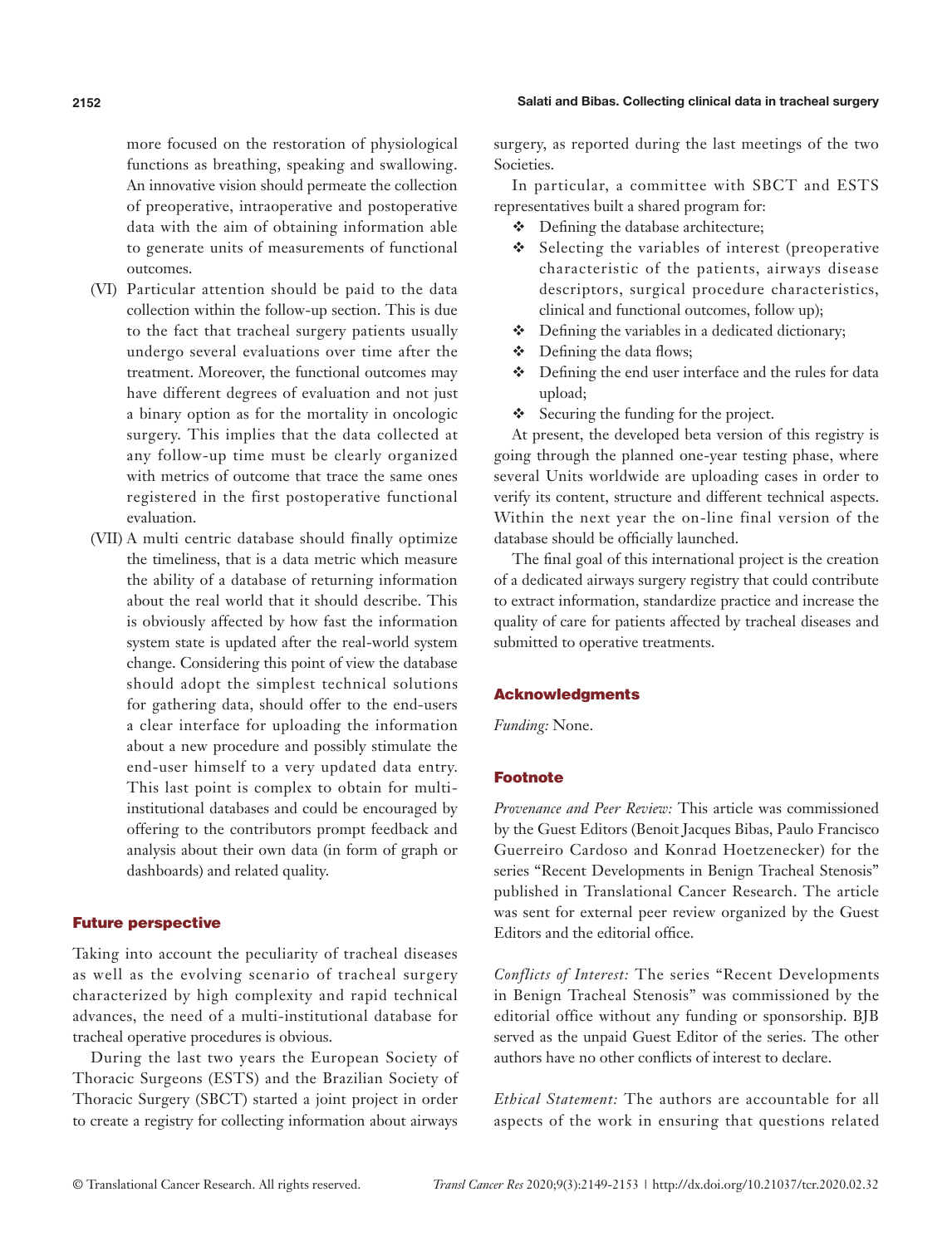more focused on the restoration of physiological functions as breathing, speaking and swallowing. An innovative vision should permeate the collection of preoperative, intraoperative and postoperative data with the aim of obtaining information able to generate units of measurements of functional outcomes.

(VI) Particular attention should be paid to the data collection within the follow-up section. This is due to the fact that tracheal surgery patients usually undergo several evaluations over time after the treatment. Moreover, the functional outcomes may have different degrees of evaluation and not just a binary option as for the mortality in oncologic surgery. This implies that the data collected at any follow-up time must be clearly organized with metrics of outcome that trace the same ones registered in the first postoperative functional evaluation.

(VII) A multi centric database should finally optimize the timeliness, that is a data metric which measure the ability of a database of returning information about the real world that it should describe. This is obviously affected by how fast the information system state is updated after the real-world system change. Considering this point of view the database should adopt the simplest technical solutions for gathering data, should offer to the end-users a clear interface for uploading the information about a new procedure and possibly stimulate the end-user himself to a very updated data entry. This last point is complex to obtain for multi-institutional databases and could be encouraged by offering to the contributors prompt feedback and analysis about their own data (in form of graph or dashboards) and related quality.

## Future perspective

Taking into account the peculiarity of tracheal diseases as well as the evolving scenario of tracheal surgery characterized by high complexity and rapid technical advances, the need of a multi-institutional database for tracheal operative procedures is obvious.

During the last two years the European Society of Thoracic Surgeons (ESTS) and the Brazilian Society of Thoracic Surgery (SBCT) started a joint project in order to create a registry for collecting information about airways surgery, as reported during the last meetings of the two Societies.

In particular, a committee with SBCT and ESTS representatives built a shared program for:

- Defining the database architecture;
- Selecting the variables of interest (preoperative characteristic of the patients, airways disease descriptors, surgical procedure characteristics, clinical and functional outcomes, follow up);
- Defining the variables in a dedicated dictionary;
- Defining the data flows;
- Defining the end user interface and the rules for data upload;
- Securing the funding for the project.

At present, the developed beta version of this registry is going through the planned one-year testing phase, where several Units worldwide are uploading cases in order to verify its content, structure and different technical aspects. Within the next year the on-line final version of the database should be officially launched.

The final goal of this international project is the creation of a dedicated airways surgery registry that could contribute to extract information, standardize practice and increase the quality of care for patients affected by tracheal diseases and submitted to operative treatments.

## Acknowledgments

*Funding:* None.

## Footnote

*Provenance and Peer Review:* This article was commissioned by the Guest Editors (Benoit Jacques Bibas, Paulo Francisco Guerreiro Cardoso and Konrad Hoetzenecker) for the series "Recent Developments in Benign Tracheal Stenosis" published in Translational Cancer Research. The article was sent for external peer review organized by the Guest Editors and the editorial office.

*Conflicts of Interest:* The series "Recent Developments in Benign Tracheal Stenosis" was commissioned by the editorial office without any funding or sponsorship. BJB served as the unpaid Guest Editor of the series. The other authors have no other conflicts of interest to declare.

*Ethical Statement:* The authors are accountable for all aspects of the work in ensuring that questions related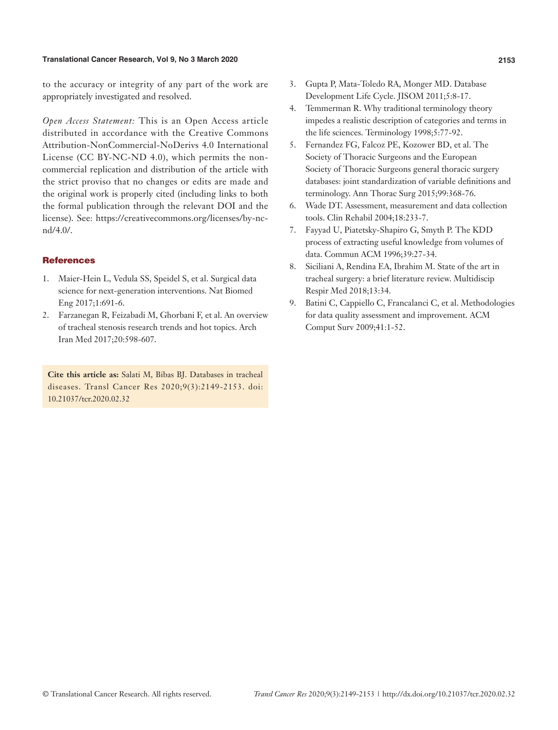to the accuracy or integrity of any part of the work are appropriately investigated and resolved.

*Open Access Statement:* This is an Open Access article distributed in accordance with the Creative Commons Attribution-NonCommercial-NoDerivs 4.0 International License (CC BY-NC-ND 4.0), which permits the non-commercial replication and distribution of the article with the strict proviso that no changes or edits are made and the original work is properly cited (including links to both the formal publication through the relevant DOI and the license). See: https://creativecommons.org/licenses/by-nc-nd/4.0/.

## References

1. Maier-Hein L, Vedula SS, Speidel S, et al. Surgical data science for next-generation interventions. Nat Biomed Eng 2017;1:691-6.
2. Farzanegan R, Feizabadi M, Ghorbani F, et al. An overview of tracheal stenosis research trends and hot topics. Arch Iran Med 2017;20:598-607.
3. Gupta P, Mata-Toledo RA, Monger MD. Database Development Life Cycle. JISOM 2011;5:8-17.
4. Temmerman R. Why traditional terminology theory impedes a realistic description of categories and terms in the life sciences. Terminology 1998;5:77-92.
5. Fernandez FG, Falcoz PE, Kozower BD, et al. The Society of Thoracic Surgeons and the European Society of Thoracic Surgeons general thoracic surgery databases: joint standardization of variable definitions and terminology. Ann Thorac Surg 2015;99:368-76.
6. Wade DT. Assessment, measurement and data collection tools. Clin Rehabil 2004;18:233-7.
7. Fayyad U, Piatetsky-Shapiro G, Smyth P. The KDD process of extracting useful knowledge from volumes of data. Commun ACM 1996;39:27-34.
8. Siciliani A, Rendina EA, Ibrahim M. State of the art in tracheal surgery: a brief literature review. Multidiscip Respir Med 2018;13:34.
9. Batini C, Cappiello C, Francalanci C, et al. Methodologies for data quality assessment and improvement. ACM Comput Surv 2009;41:1-52.

**Cite this article as:** Salati M, Bibas BJ. Databases in tracheal diseases. Transl Cancer Res 2020;9(3):2149-2153. doi: 10.21037/tcr.2020.02.32